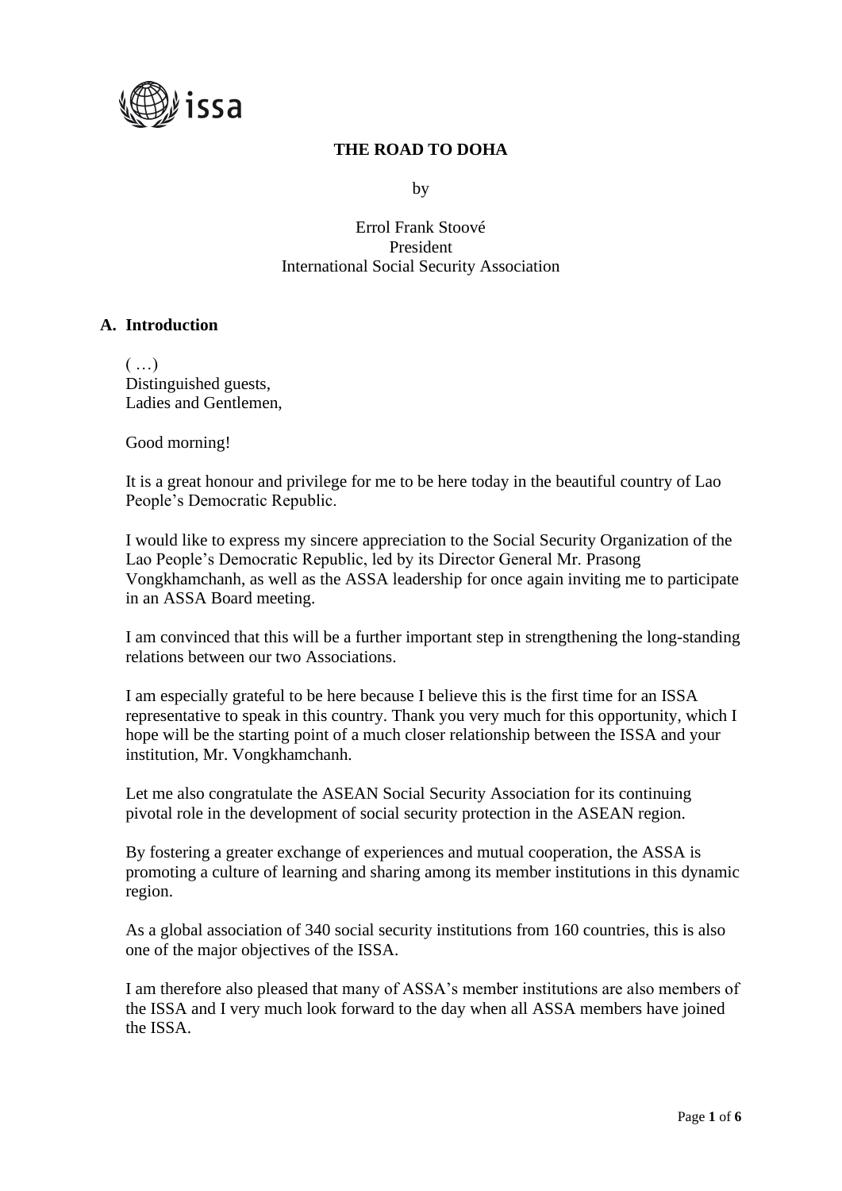# THE ROAD TO DOHA

by

Errol Frank Stoové
President
International Social Security Association

## A. Introduction

( …)
Distinguished guests,
Ladies and Gentlemen,

Good morning!

It is a great honour and privilege for me to be here today in the beautiful country of Lao People's Democratic Republic.

I would like to express my sincere appreciation to the Social Security Organization of the Lao People's Democratic Republic, led by its Director General Mr. Prasong Vongkhamchanh, as well as the ASSA leadership for once again inviting me to participate in an ASSA Board meeting.

I am convinced that this will be a further important step in strengthening the long-standing relations between our two Associations.

I am especially grateful to be here because I believe this is the first time for an ISSA representative to speak in this country. Thank you very much for this opportunity, which I hope will be the starting point of a much closer relationship between the ISSA and your institution, Mr. Vongkhamchanh.

Let me also congratulate the ASEAN Social Security Association for its continuing pivotal role in the development of social security protection in the ASEAN region.

By fostering a greater exchange of experiences and mutual cooperation, the ASSA is promoting a culture of learning and sharing among its member institutions in this dynamic region.

As a global association of 340 social security institutions from 160 countries, this is also one of the major objectives of the ISSA.

I am therefore also pleased that many of ASSA's member institutions are also members of the ISSA and I very much look forward to the day when all ASSA members have joined the ISSA.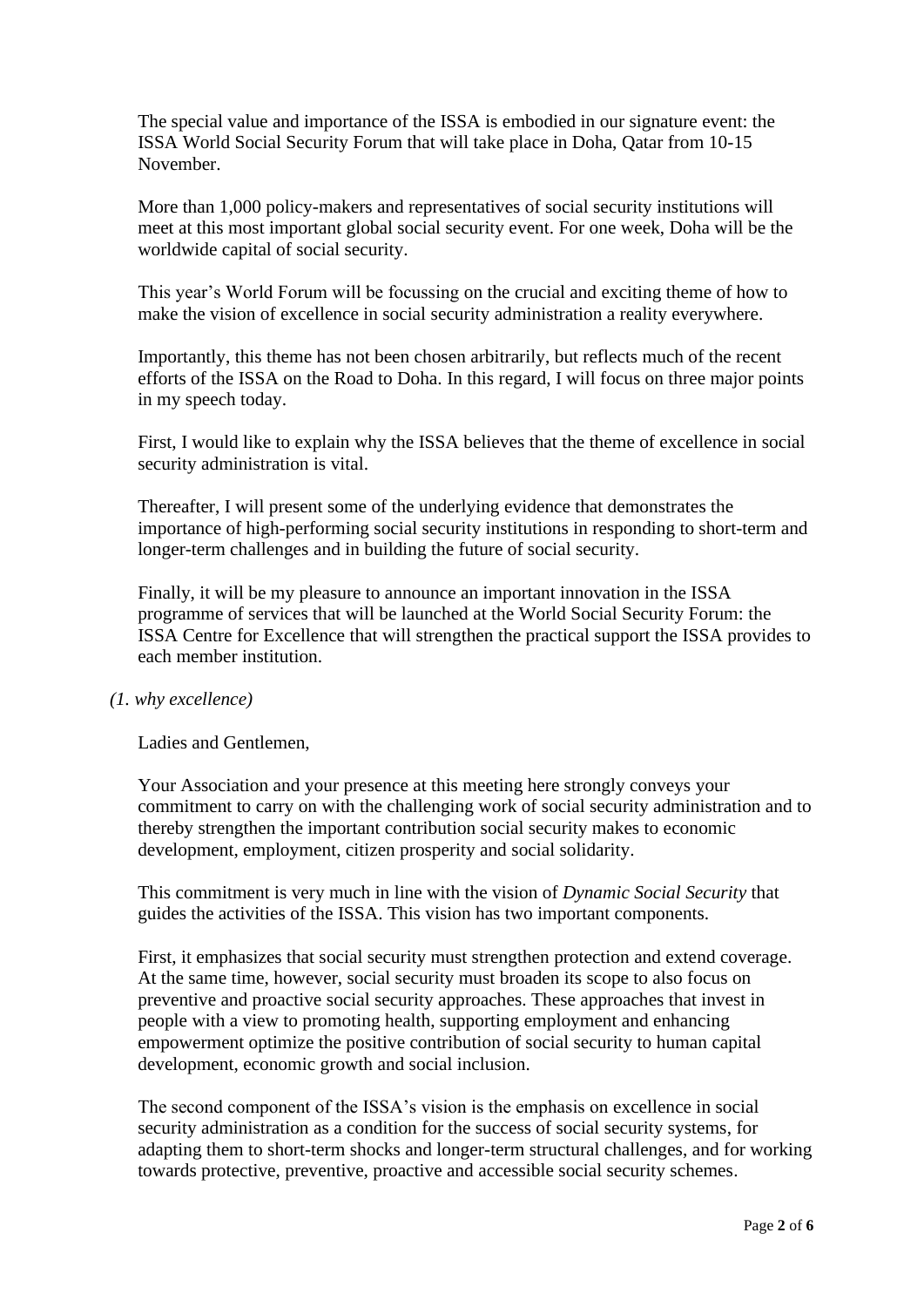The special value and importance of the ISSA is embodied in our signature event: the ISSA World Social Security Forum that will take place in Doha, Qatar from 10-15 November.

More than 1,000 policy-makers and representatives of social security institutions will meet at this most important global social security event. For one week, Doha will be the worldwide capital of social security.

This year's World Forum will be focussing on the crucial and exciting theme of how to make the vision of excellence in social security administration a reality everywhere.

Importantly, this theme has not been chosen arbitrarily, but reflects much of the recent efforts of the ISSA on the Road to Doha. In this regard, I will focus on three major points in my speech today.

First, I would like to explain why the ISSA believes that the theme of excellence in social security administration is vital.

Thereafter, I will present some of the underlying evidence that demonstrates the importance of high-performing social security institutions in responding to short-term and longer-term challenges and in building the future of social security.

Finally, it will be my pleasure to announce an important innovation in the ISSA programme of services that will be launched at the World Social Security Forum: the ISSA Centre for Excellence that will strengthen the practical support the ISSA provides to each member institution.

*(1. why excellence)*

Ladies and Gentlemen,

Your Association and your presence at this meeting here strongly conveys your commitment to carry on with the challenging work of social security administration and to thereby strengthen the important contribution social security makes to economic development, employment, citizen prosperity and social solidarity.

This commitment is very much in line with the vision of *Dynamic Social Security* that guides the activities of the ISSA. This vision has two important components.

First, it emphasizes that social security must strengthen protection and extend coverage. At the same time, however, social security must broaden its scope to also focus on preventive and proactive social security approaches. These approaches that invest in people with a view to promoting health, supporting employment and enhancing empowerment optimize the positive contribution of social security to human capital development, economic growth and social inclusion.

The second component of the ISSA's vision is the emphasis on excellence in social security administration as a condition for the success of social security systems, for adapting them to short-term shocks and longer-term structural challenges, and for working towards protective, preventive, proactive and accessible social security schemes.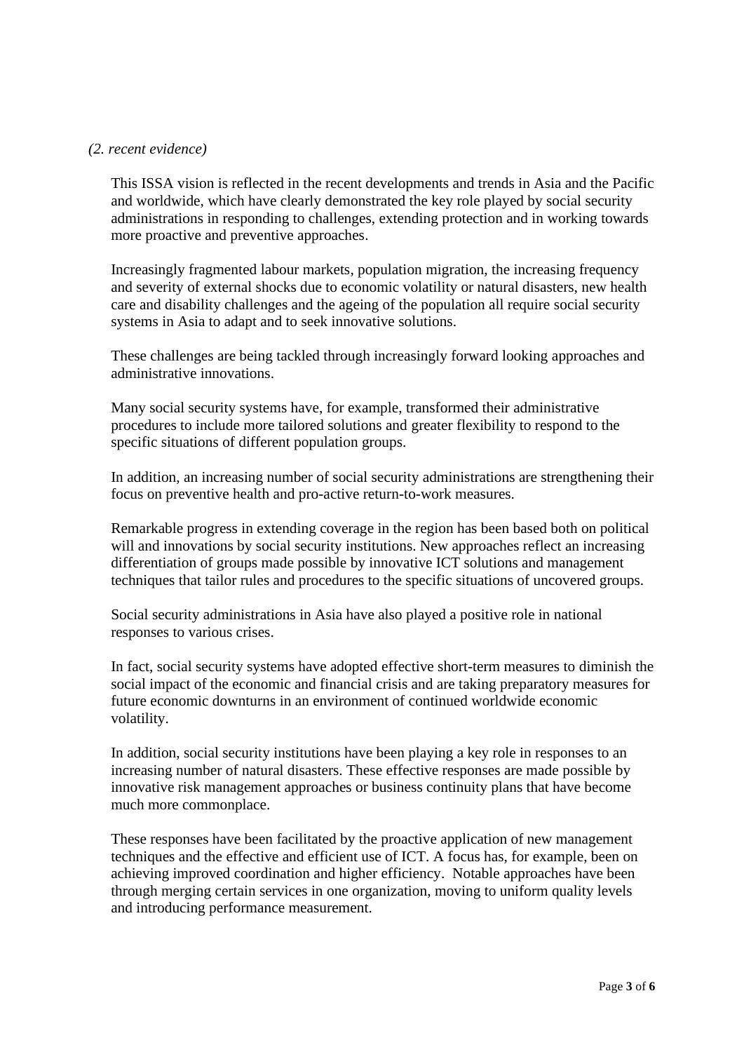*(2. recent evidence)*

This ISSA vision is reflected in the recent developments and trends in Asia and the Pacific and worldwide, which have clearly demonstrated the key role played by social security administrations in responding to challenges, extending protection and in working towards more proactive and preventive approaches.

Increasingly fragmented labour markets, population migration, the increasing frequency and severity of external shocks due to economic volatility or natural disasters, new health care and disability challenges and the ageing of the population all require social security systems in Asia to adapt and to seek innovative solutions.

These challenges are being tackled through increasingly forward looking approaches and administrative innovations.

Many social security systems have, for example, transformed their administrative procedures to include more tailored solutions and greater flexibility to respond to the specific situations of different population groups.

In addition, an increasing number of social security administrations are strengthening their focus on preventive health and pro-active return-to-work measures.

Remarkable progress in extending coverage in the region has been based both on political will and innovations by social security institutions. New approaches reflect an increasing differentiation of groups made possible by innovative ICT solutions and management techniques that tailor rules and procedures to the specific situations of uncovered groups.

Social security administrations in Asia have also played a positive role in national responses to various crises.

In fact, social security systems have adopted effective short-term measures to diminish the social impact of the economic and financial crisis and are taking preparatory measures for future economic downturns in an environment of continued worldwide economic volatility.

In addition, social security institutions have been playing a key role in responses to an increasing number of natural disasters. These effective responses are made possible by innovative risk management approaches or business continuity plans that have become much more commonplace.

These responses have been facilitated by the proactive application of new management techniques and the effective and efficient use of ICT. A focus has, for example, been on achieving improved coordination and higher efficiency. Notable approaches have been through merging certain services in one organization, moving to uniform quality levels and introducing performance measurement.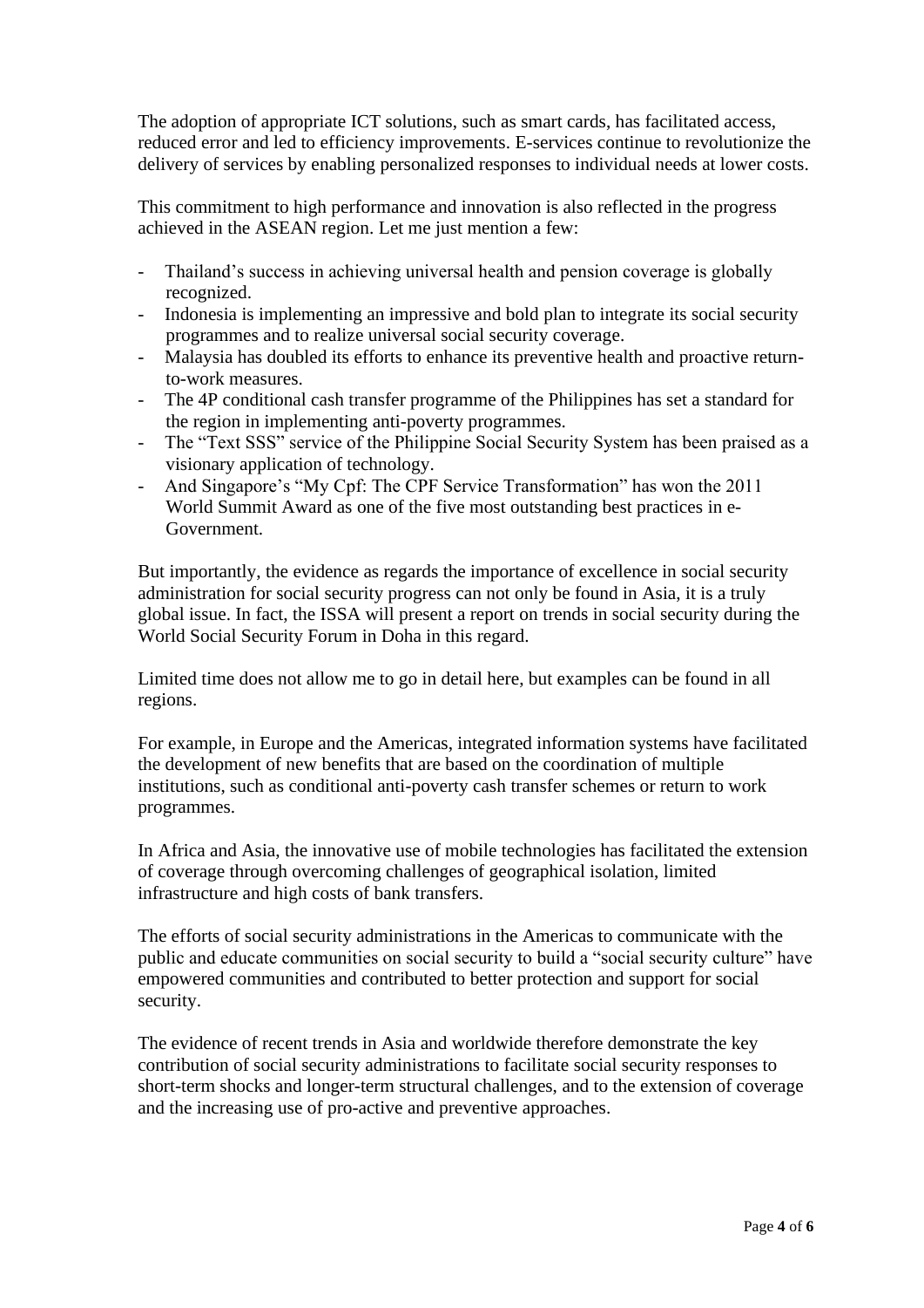The adoption of appropriate ICT solutions, such as smart cards, has facilitated access, reduced error and led to efficiency improvements. E-services continue to revolutionize the delivery of services by enabling personalized responses to individual needs at lower costs.

This commitment to high performance and innovation is also reflected in the progress achieved in the ASEAN region. Let me just mention a few:

- Thailand's success in achieving universal health and pension coverage is globally recognized.
- Indonesia is implementing an impressive and bold plan to integrate its social security programmes and to realize universal social security coverage.
- Malaysia has doubled its efforts to enhance its preventive health and proactive return-to-work measures.
- The 4P conditional cash transfer programme of the Philippines has set a standard for the region in implementing anti-poverty programmes.
- The "Text SSS" service of the Philippine Social Security System has been praised as a visionary application of technology.
- And Singapore's "My Cpf: The CPF Service Transformation" has won the 2011 World Summit Award as one of the five most outstanding best practices in e-Government.

But importantly, the evidence as regards the importance of excellence in social security administration for social security progress can not only be found in Asia, it is a truly global issue. In fact, the ISSA will present a report on trends in social security during the World Social Security Forum in Doha in this regard.

Limited time does not allow me to go in detail here, but examples can be found in all regions.

For example, in Europe and the Americas, integrated information systems have facilitated the development of new benefits that are based on the coordination of multiple institutions, such as conditional anti-poverty cash transfer schemes or return to work programmes.

In Africa and Asia, the innovative use of mobile technologies has facilitated the extension of coverage through overcoming challenges of geographical isolation, limited infrastructure and high costs of bank transfers.

The efforts of social security administrations in the Americas to communicate with the public and educate communities on social security to build a "social security culture" have empowered communities and contributed to better protection and support for social security.

The evidence of recent trends in Asia and worldwide therefore demonstrate the key contribution of social security administrations to facilitate social security responses to short-term shocks and longer-term structural challenges, and to the extension of coverage and the increasing use of pro-active and preventive approaches.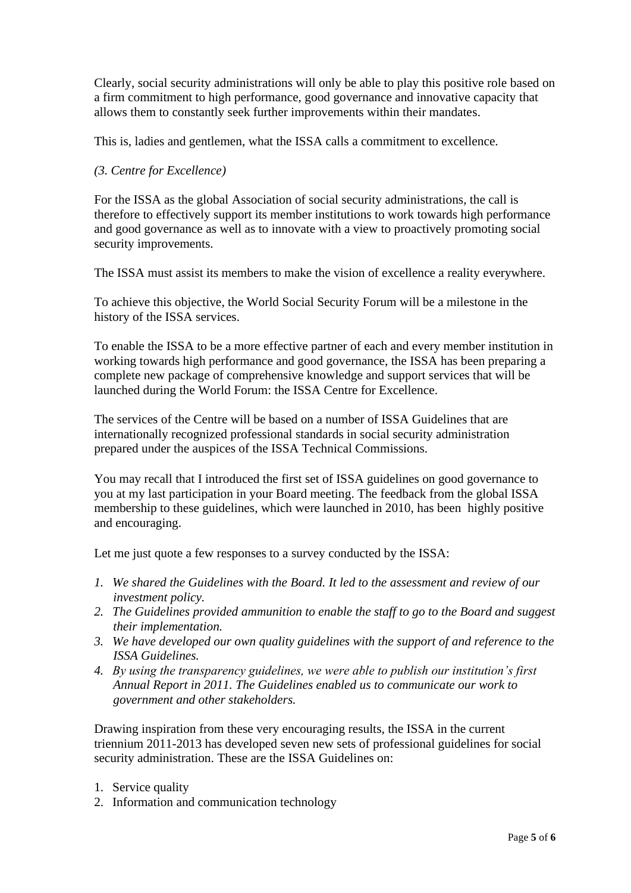Clearly, social security administrations will only be able to play this positive role based on a firm commitment to high performance, good governance and innovative capacity that allows them to constantly seek further improvements within their mandates.

This is, ladies and gentlemen, what the ISSA calls a commitment to excellence.

*(3. Centre for Excellence)*

For the ISSA as the global Association of social security administrations, the call is therefore to effectively support its member institutions to work towards high performance and good governance as well as to innovate with a view to proactively promoting social security improvements.

The ISSA must assist its members to make the vision of excellence a reality everywhere.

To achieve this objective, the World Social Security Forum will be a milestone in the history of the ISSA services.

To enable the ISSA to be a more effective partner of each and every member institution in working towards high performance and good governance, the ISSA has been preparing a complete new package of comprehensive knowledge and support services that will be launched during the World Forum: the ISSA Centre for Excellence.

The services of the Centre will be based on a number of ISSA Guidelines that are internationally recognized professional standards in social security administration prepared under the auspices of the ISSA Technical Commissions.

You may recall that I introduced the first set of ISSA guidelines on good governance to you at my last participation in your Board meeting. The feedback from the global ISSA membership to these guidelines, which were launched in 2010, has been highly positive and encouraging.

Let me just quote a few responses to a survey conducted by the ISSA:

1. *We shared the Guidelines with the Board. It led to the assessment and review of our investment policy.*
2. *The Guidelines provided ammunition to enable the staff to go to the Board and suggest their implementation.*
3. *We have developed our own quality guidelines with the support of and reference to the ISSA Guidelines.*
4. *By using the transparency guidelines, we were able to publish our institution's first Annual Report in 2011. The Guidelines enabled us to communicate our work to government and other stakeholders.*

Drawing inspiration from these very encouraging results, the ISSA in the current triennium 2011-2013 has developed seven new sets of professional guidelines for social security administration. These are the ISSA Guidelines on:

1. Service quality
2. Information and communication technology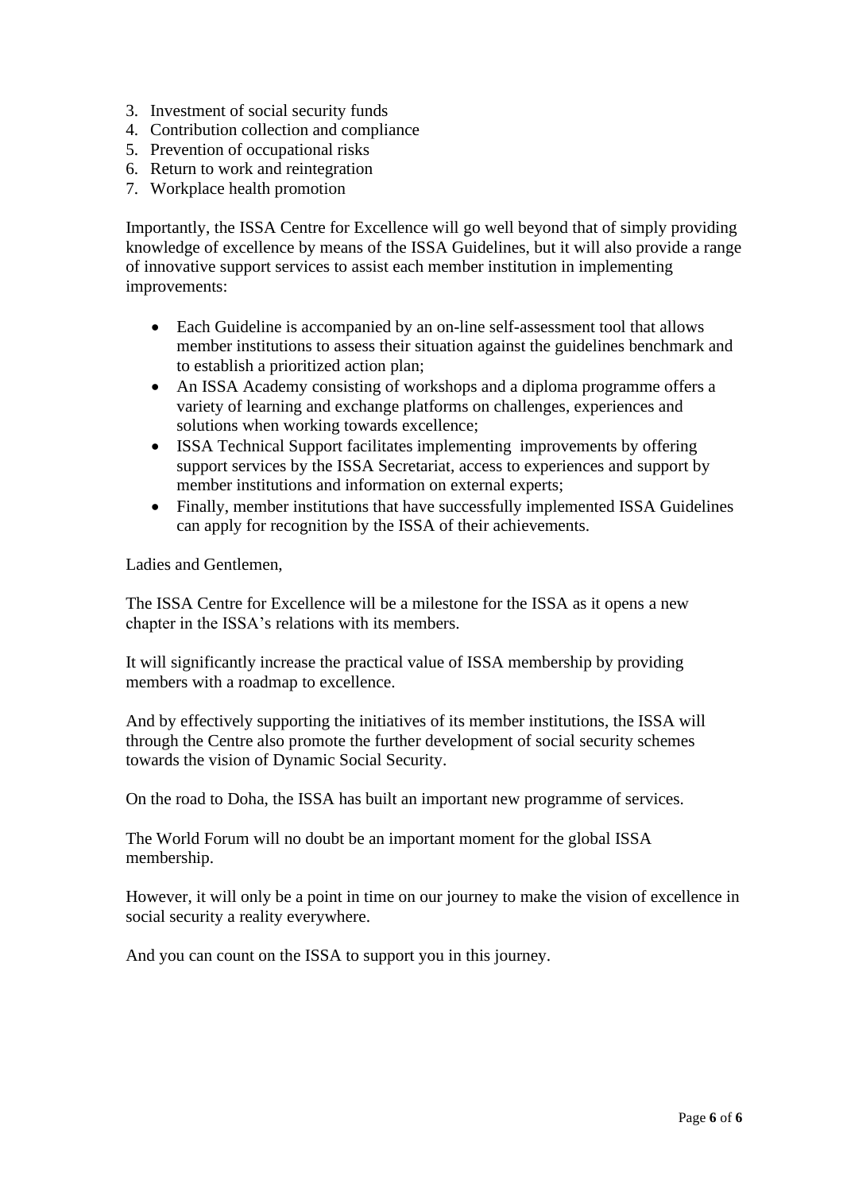3. Investment of social security funds
4. Contribution collection and compliance
5. Prevention of occupational risks
6. Return to work and reintegration
7. Workplace health promotion

Importantly, the ISSA Centre for Excellence will go well beyond that of simply providing knowledge of excellence by means of the ISSA Guidelines, but it will also provide a range of innovative support services to assist each member institution in implementing improvements:

- Each Guideline is accompanied by an on-line self-assessment tool that allows member institutions to assess their situation against the guidelines benchmark and to establish a prioritized action plan;
- An ISSA Academy consisting of workshops and a diploma programme offers a variety of learning and exchange platforms on challenges, experiences and solutions when working towards excellence;
- ISSA Technical Support facilitates implementing improvements by offering support services by the ISSA Secretariat, access to experiences and support by member institutions and information on external experts;
- Finally, member institutions that have successfully implemented ISSA Guidelines can apply for recognition by the ISSA of their achievements.

Ladies and Gentlemen,

The ISSA Centre for Excellence will be a milestone for the ISSA as it opens a new chapter in the ISSA's relations with its members.

It will significantly increase the practical value of ISSA membership by providing members with a roadmap to excellence.

And by effectively supporting the initiatives of its member institutions, the ISSA will through the Centre also promote the further development of social security schemes towards the vision of Dynamic Social Security.

On the road to Doha, the ISSA has built an important new programme of services.

The World Forum will no doubt be an important moment for the global ISSA membership.

However, it will only be a point in time on our journey to make the vision of excellence in social security a reality everywhere.

And you can count on the ISSA to support you in this journey.